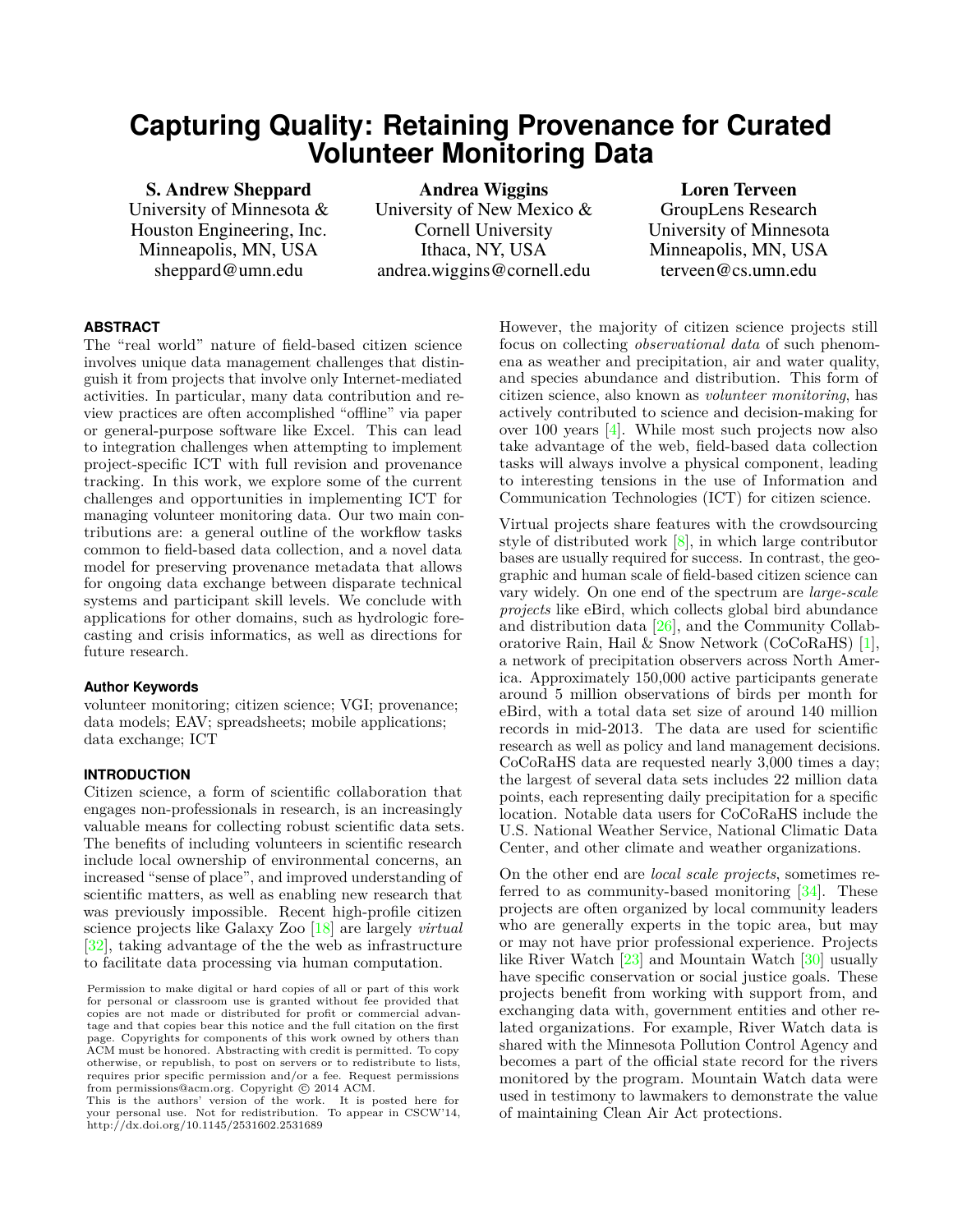# Capturing Quality: Retaining Provenance for Curated Volunteer Monitoring Data

**S. Andrew Sheppard**
University of Minnesota &
Houston Engineering, Inc.
Minneapolis, MN, USA
sheppard@umn.edu

**Andrea Wiggins**
University of New Mexico &
Cornell University
Ithaca, NY, USA
andrea.wiggins@cornell.edu

**Loren Terveen**
GroupLens Research
University of Minnesota
Minneapolis, MN, USA
terveen@cs.umn.edu

## ABSTRACT

The "real world" nature of field-based citizen science involves unique data management challenges that distinguish it from projects that involve only Internet-mediated activities. In particular, many data contribution and review practices are often accomplished "offline" via paper or general-purpose software like Excel. This can lead to integration challenges when attempting to implement project-specific ICT with full revision and provenance tracking. In this work, we explore some of the current challenges and opportunities in implementing ICT for managing volunteer monitoring data. Our two main contributions are: a general outline of the workflow tasks common to field-based data collection, and a novel data model for preserving provenance metadata that allows for ongoing data exchange between disparate technical systems and participant skill levels. We conclude with applications for other domains, such as hydrologic forecasting and crisis informatics, as well as directions for future research.

### Author Keywords

volunteer monitoring; citizen science; VGI; provenance; data models; EAV; spreadsheets; mobile applications; data exchange; ICT

## INTRODUCTION

Citizen science, a form of scientific collaboration that engages non-professionals in research, is an increasingly valuable means for collecting robust scientific data sets. The benefits of including volunteers in scientific research include local ownership of environmental concerns, an increased "sense of place", and improved understanding of scientific matters, as well as enabling new research that was previously impossible. Recent high-profile citizen science projects like Galaxy Zoo [18] are largely *virtual* [32], taking advantage of the the web as infrastructure to facilitate data processing via human computation.

Permission to make digital or hard copies of all or part of this work for personal or classroom use is granted without fee provided that copies are not made or distributed for profit or commercial advantage and that copies bear this notice and the full citation on the first page. Copyrights for components of this work owned by others than ACM must be honored. Abstracting with credit is permitted. To copy otherwise, or republish, to post on servers or to redistribute to lists, requires prior specific permission and/or a fee. Request permissions from permissions@acm.org. Copyright © 2014 ACM.
This is the authors' version of the work. It is posted here for your personal use. Not for redistribution. To appear in CSCW'14, http://dx.doi.org/10.1145/2531602.2531689

However, the majority of citizen science projects still focus on collecting *observational data* of such phenomena as weather and precipitation, air and water quality, and species abundance and distribution. This form of citizen science, also known as *volunteer monitoring*, has actively contributed to science and decision-making for over 100 years [4]. While most such projects now also take advantage of the web, field-based data collection tasks will always involve a physical component, leading to interesting tensions in the use of Information and Communication Technologies (ICT) for citizen science.

Virtual projects share features with the crowdsourcing style of distributed work [8], in which large contributor bases are usually required for success. In contrast, the geographic and human scale of field-based citizen science can vary widely. On one end of the spectrum are *large-scale projects* like eBird, which collects global bird abundance and distribution data [26], and the Community Collaboratorive Rain, Hail & Snow Network (CoCoRaHS) [1], a network of precipitation observers across North America. Approximately 150,000 active participants generate around 5 million observations of birds per month for eBird, with a total data set size of around 140 million records in mid-2013. The data are used for scientific research as well as policy and land management decisions. CoCoRaHS data are requested nearly 3,000 times a day; the largest of several data sets includes 22 million data points, each representing daily precipitation for a specific location. Notable data users for CoCoRaHS include the U.S. National Weather Service, National Climatic Data Center, and other climate and weather organizations.

On the other end are *local scale projects*, sometimes referred to as community-based monitoring [34]. These projects are often organized by local community leaders who are generally experts in the topic area, but may or may not have prior professional experience. Projects like River Watch [23] and Mountain Watch [30] usually have specific conservation or social justice goals. These projects benefit from working with support from, and exchanging data with, government entities and other related organizations. For example, River Watch data is shared with the Minnesota Pollution Control Agency and becomes a part of the official state record for the rivers monitored by the program. Mountain Watch data were used in testimony to lawmakers to demonstrate the value of maintaining Clean Air Act protections.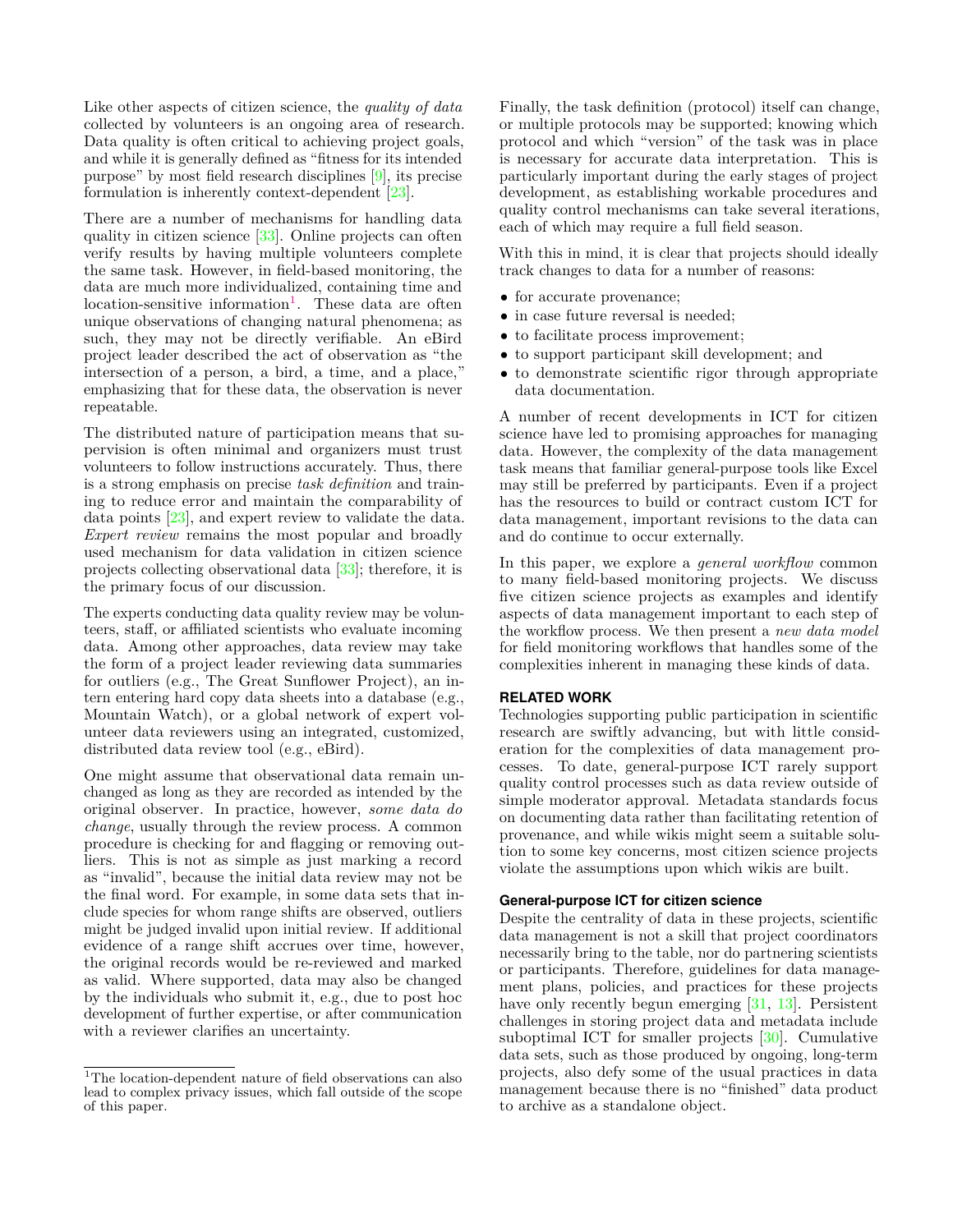Like other aspects of citizen science, the *quality of data* collected by volunteers is an ongoing area of research. Data quality is often critical to achieving project goals, and while it is generally defined as "fitness for its intended purpose" by most field research disciplines [9], its precise formulation is inherently context-dependent [23].

There are a number of mechanisms for handling data quality in citizen science [33]. Online projects can often verify results by having multiple volunteers complete the same task. However, in field-based monitoring, the data are much more individualized, containing time and location-sensitive information[1]. These data are often unique observations of changing natural phenomena; as such, they may not be directly verifiable. An eBird project leader described the act of observation as "the intersection of a person, a bird, a time, and a place," emphasizing that for these data, the observation is never repeatable.

The distributed nature of participation means that supervision is often minimal and organizers must trust volunteers to follow instructions accurately. Thus, there is a strong emphasis on precise *task definition* and training to reduce error and maintain the comparability of data points [23], and expert review to validate the data. *Expert review* remains the most popular and broadly used mechanism for data validation in citizen science projects collecting observational data [33]; therefore, it is the primary focus of our discussion.

The experts conducting data quality review may be volunteers, staff, or affiliated scientists who evaluate incoming data. Among other approaches, data review may take the form of a project leader reviewing data summaries for outliers (e.g., The Great Sunflower Project), an intern entering hard copy data sheets into a database (e.g., Mountain Watch), or a global network of expert volunteer data reviewers using an integrated, customized, distributed data review tool (e.g., eBird).

One might assume that observational data remain unchanged as long as they are recorded as intended by the original observer. In practice, however, *some data do change*, usually through the review process. A common procedure is checking for and flagging or removing outliers. This is not as simple as just marking a record as "invalid", because the initial data review may not be the final word. For example, in some data sets that include species for whom range shifts are observed, outliers might be judged invalid upon initial review. If additional evidence of a range shift accrues over time, however, the original records would be re-reviewed and marked as valid. Where supported, data may also be changed by the individuals who submit it, e.g., due to post hoc development of further expertise, or after communication with a reviewer clarifies an uncertainty.

[1] The location-dependent nature of field observations can also lead to complex privacy issues, which fall outside of the scope of this paper.

Finally, the task definition (protocol) itself can change, or multiple protocols may be supported; knowing which protocol and which "version" of the task was in place is necessary for accurate data interpretation. This is particularly important during the early stages of project development, as establishing workable procedures and quality control mechanisms can take several iterations, each of which may require a full field season.

With this in mind, it is clear that projects should ideally track changes to data for a number of reasons:

- for accurate provenance;
- in case future reversal is needed;
- to facilitate process improvement;
- to support participant skill development; and
- to demonstrate scientific rigor through appropriate data documentation.

A number of recent developments in ICT for citizen science have led to promising approaches for managing data. However, the complexity of the data management task means that familiar general-purpose tools like Excel may still be preferred by participants. Even if a project has the resources to build or contract custom ICT for data management, important revisions to the data can and do continue to occur externally.

In this paper, we explore a *general workflow* common to many field-based monitoring projects. We discuss five citizen science projects as examples and identify aspects of data management important to each step of the workflow process. We then present a *new data model* for field monitoring workflows that handles some of the complexities inherent in managing these kinds of data.

## RELATED WORK

Technologies supporting public participation in scientific research are swiftly advancing, but with little consideration for the complexities of data management processes. To date, general-purpose ICT rarely support quality control processes such as data review outside of simple moderator approval. Metadata standards focus on documenting data rather than facilitating retention of provenance, and while wikis might seem a suitable solution to some key concerns, most citizen science projects violate the assumptions upon which wikis are built.

### General-purpose ICT for citizen science

Despite the centrality of data in these projects, scientific data management is not a skill that project coordinators necessarily bring to the table, nor do partnering scientists or participants. Therefore, guidelines for data management plans, policies, and practices for these projects have only recently begun emerging [31, 13]. Persistent challenges in storing project data and metadata include suboptimal ICT for smaller projects [30]. Cumulative data sets, such as those produced by ongoing, long-term projects, also defy some of the usual practices in data management because there is no "finished" data product to archive as a standalone object.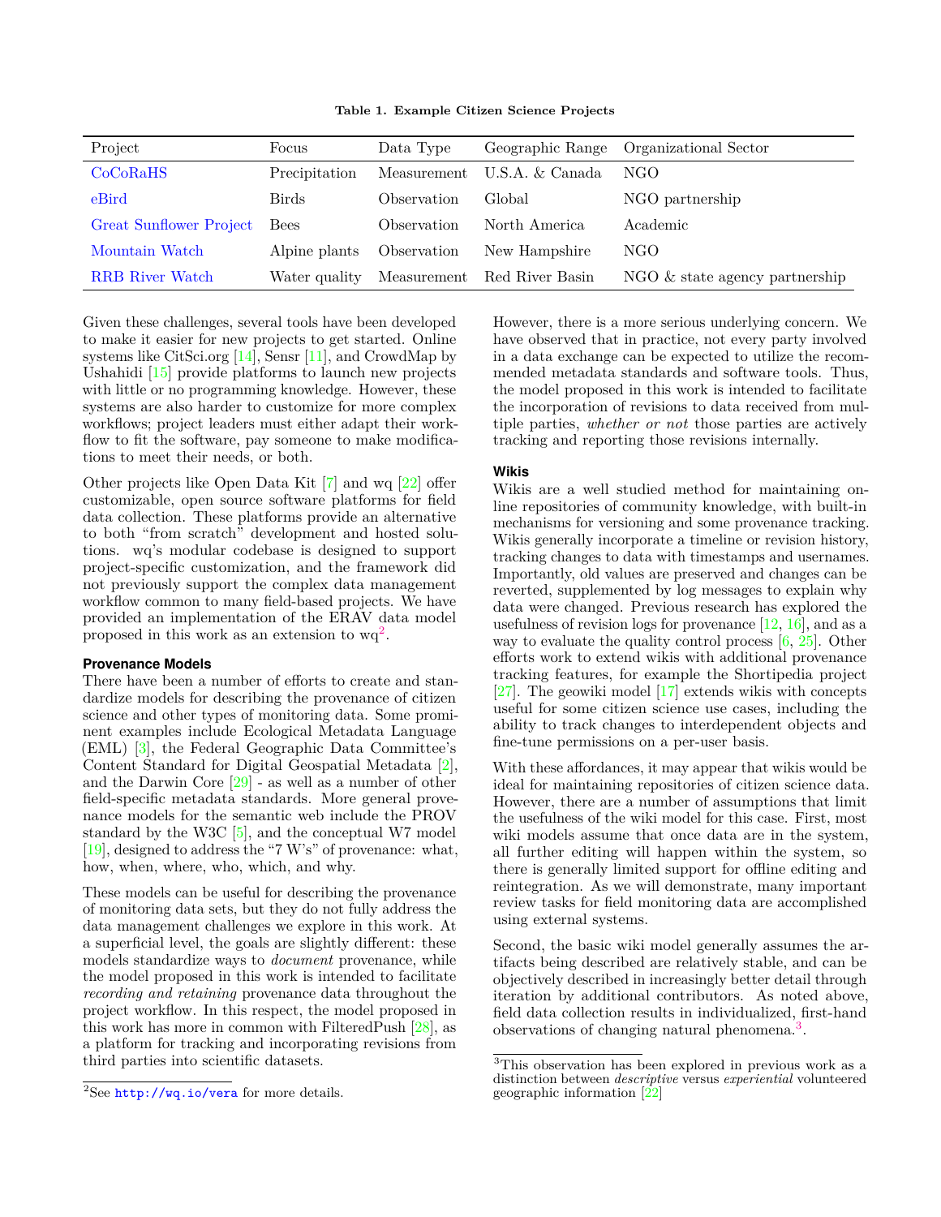**Table 1. Example Citizen Science Projects**

| Project | Focus | Data Type | Geographic Range | Organizational Sector |
|---|---|---|---|---|
| CoCoRaHS | Precipitation | Measurement | U.S.A. & Canada | NGO |
| eBird | Birds | Observation | Global | NGO partnership |
| Great Sunflower Project | Bees | Observation | North America | Academic |
| Mountain Watch | Alpine plants | Observation | New Hampshire | NGO |
| RRB River Watch | Water quality | Measurement | Red River Basin | NGO & state agency partnership |

Given these challenges, several tools have been developed to make it easier for new projects to get started. Online systems like CitSci.org [14], Sensr [11], and CrowdMap by Ushahidi [15] provide platforms to launch new projects with little or no programming knowledge. However, these systems are also harder to customize for more complex workflows; project leaders must either adapt their workflow to fit the software, pay someone to make modifications to meet their needs, or both.

Other projects like Open Data Kit [7] and wq [22] offer customizable, open source software platforms for field data collection. These platforms provide an alternative to both "from scratch" development and hosted solutions. wq's modular codebase is designed to support project-specific customization, and the framework did not previously support the complex data management workflow common to many field-based projects. We have provided an implementation of the ERAV data model proposed in this work as an extension to wq[2].

### Provenance Models

There have been a number of efforts to create and standardize models for describing the provenance of citizen science and other types of monitoring data. Some prominent examples include Ecological Metadata Language (EML) [3], the Federal Geographic Data Committee's Content Standard for Digital Geospatial Metadata [2], and the Darwin Core [29] - as well as a number of other field-specific metadata standards. More general provenance models for the semantic web include the PROV standard by the W3C [5], and the conceptual W7 model [19], designed to address the "7 W's" of provenance: what, how, when, where, who, which, and why.

These models can be useful for describing the provenance of monitoring data sets, but they do not fully address the data management challenges we explore in this work. At a superficial level, the goals are slightly different: these models standardize ways to *document* provenance, while the model proposed in this work is intended to facilitate *recording and retaining* provenance data throughout the project workflow. In this respect, the model proposed in this work has more in common with FilteredPush [28], as a platform for tracking and incorporating revisions from third parties into scientific datasets.

However, there is a more serious underlying concern. We have observed that in practice, not every party involved in a data exchange can be expected to utilize the recommended metadata standards and software tools. Thus, the model proposed in this work is intended to facilitate the incorporation of revisions to data received from multiple parties, *whether or not* those parties are actively tracking and reporting those revisions internally.

### Wikis

Wikis are a well studied method for maintaining online repositories of community knowledge, with built-in mechanisms for versioning and some provenance tracking. Wikis generally incorporate a timeline or revision history, tracking changes to data with timestamps and usernames. Importantly, old values are preserved and changes can be reverted, supplemented by log messages to explain why data were changed. Previous research has explored the usefulness of revision logs for provenance [12, 16], and as a way to evaluate the quality control process [6, 25]. Other efforts work to extend wikis with additional provenance tracking features, for example the Shortipedia project [27]. The geowiki model [17] extends wikis with concepts useful for some citizen science use cases, including the ability to track changes to interdependent objects and fine-tune permissions on a per-user basis.

With these affordances, it may appear that wikis would be ideal for maintaining repositories of citizen science data. However, there are a number of assumptions that limit the usefulness of the wiki model for this case. First, most wiki models assume that once data are in the system, all further editing will happen within the system, so there is generally limited support for offline editing and reintegration. As we will demonstrate, many important review tasks for field monitoring data are accomplished using external systems.

Second, the basic wiki model generally assumes the artifacts being described are relatively stable, and can be objectively described in increasingly better detail through iteration by additional contributors. As noted above, field data collection results in individualized, first-hand observations of changing natural phenomena.[3].

[2]See http://wq.io/vera for more details.

[3]This observation has been explored in previous work as a distinction between *descriptive* versus *experiential* volunteered geographic information [22]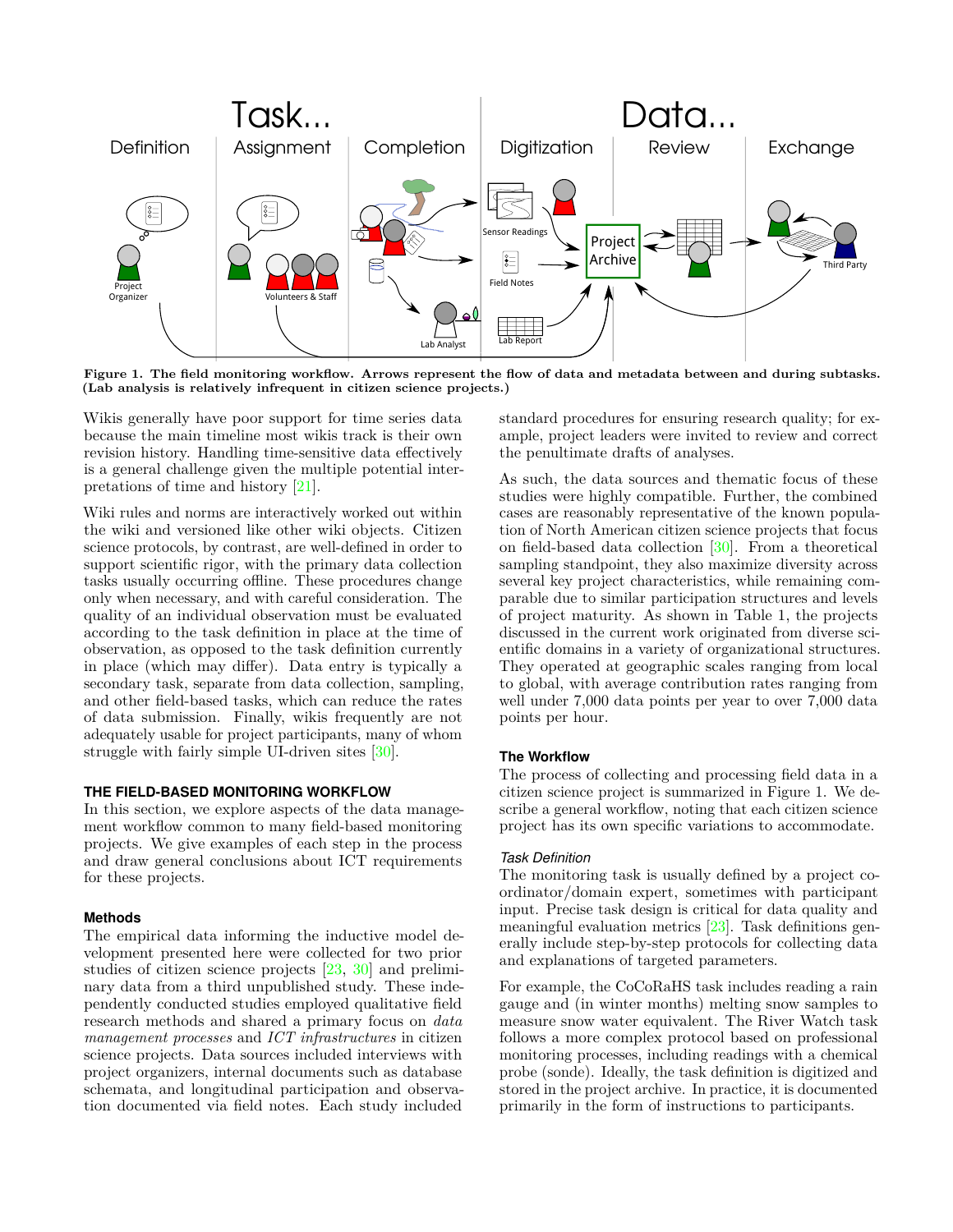Task... Data...

Definition | Assignment | Completion | Digitization | Review | Exchange

Project Organizer

Volunteers & Staff

Lab Analyst

Sensor Readings

Field Notes

Lab Report

Project Archive

Third Party

**Figure 1. The field monitoring workflow. Arrows represent the flow of data and metadata between and during subtasks. (Lab analysis is relatively infrequent in citizen science projects.)**

Wikis generally have poor support for time series data because the main timeline most wikis track is their own revision history. Handling time-sensitive data effectively is a general challenge given the multiple potential interpretations of time and history [21].

Wiki rules and norms are interactively worked out within the wiki and versioned like other wiki objects. Citizen science protocols, by contrast, are well-defined in order to support scientific rigor, with the primary data collection tasks usually occurring offline. These procedures change only when necessary, and with careful consideration. The quality of an individual observation must be evaluated according to the task definition in place at the time of observation, as opposed to the task definition currently in place (which may differ). Data entry is typically a secondary task, separate from data collection, sampling, and other field-based tasks, which can reduce the rates of data submission. Finally, wikis frequently are not adequately usable for project participants, many of whom struggle with fairly simple UI-driven sites [30].

## THE FIELD-BASED MONITORING WORKFLOW

In this section, we explore aspects of the data management workflow common to many field-based monitoring projects. We give examples of each step in the process and draw general conclusions about ICT requirements for these projects.

### Methods

The empirical data informing the inductive model development presented here were collected for two prior studies of citizen science projects [23, 30] and preliminary data from a third unpublished study. These independently conducted studies employed qualitative field research methods and shared a primary focus on *data management processes* and *ICT infrastructures* in citizen science projects. Data sources included interviews with project organizers, internal documents such as database schemata, and longitudinal participation and observation documented via field notes. Each study included standard procedures for ensuring research quality; for example, project leaders were invited to review and correct the penultimate drafts of analyses.

As such, the data sources and thematic focus of these studies were highly compatible. Further, the combined cases are reasonably representative of the known population of North American citizen science projects that focus on field-based data collection [30]. From a theoretical sampling standpoint, they also maximize diversity across several key project characteristics, while remaining comparable due to similar participation structures and levels of project maturity. As shown in Table 1, the projects discussed in the current work originated from diverse scientific domains in a variety of organizational structures. They operated at geographic scales ranging from local to global, with average contribution rates ranging from well under 7,000 data points per year to over 7,000 data points per hour.

### The Workflow

The process of collecting and processing field data in a citizen science project is summarized in Figure 1. We describe a general workflow, noting that each citizen science project has its own specific variations to accommodate.

#### *Task Definition*

The monitoring task is usually defined by a project coordinator/domain expert, sometimes with participant input. Precise task design is critical for data quality and meaningful evaluation metrics [23]. Task definitions generally include step-by-step protocols for collecting data and explanations of targeted parameters.

For example, the CoCoRaHS task includes reading a rain gauge and (in winter months) melting snow samples to measure snow water equivalent. The River Watch task follows a more complex protocol based on professional monitoring processes, including readings with a chemical probe (sonde). Ideally, the task definition is digitized and stored in the project archive. In practice, it is documented primarily in the form of instructions to participants.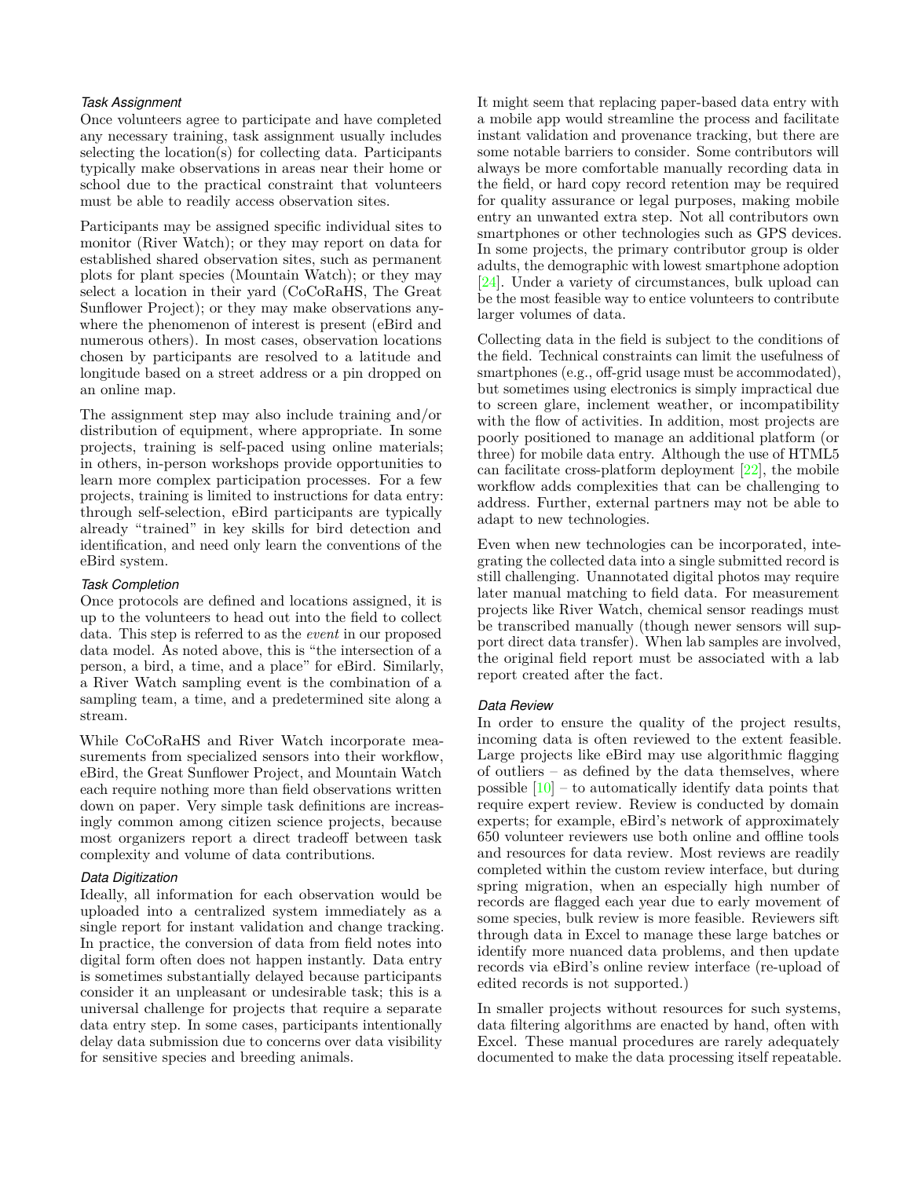### Task Assignment

Once volunteers agree to participate and have completed any necessary training, task assignment usually includes selecting the location(s) for collecting data. Participants typically make observations in areas near their home or school due to the practical constraint that volunteers must be able to readily access observation sites.

Participants may be assigned specific individual sites to monitor (River Watch); or they may report on data for established shared observation sites, such as permanent plots for plant species (Mountain Watch); or they may select a location in their yard (CoCoRaHS, The Great Sunflower Project); or they may make observations anywhere the phenomenon of interest is present (eBird and numerous others). In most cases, observation locations chosen by participants are resolved to a latitude and longitude based on a street address or a pin dropped on an online map.

The assignment step may also include training and/or distribution of equipment, where appropriate. In some projects, training is self-paced using online materials; in others, in-person workshops provide opportunities to learn more complex participation processes. For a few projects, training is limited to instructions for data entry: through self-selection, eBird participants are typically already "trained" in key skills for bird detection and identification, and need only learn the conventions of the eBird system.

### Task Completion

Once protocols are defined and locations assigned, it is up to the volunteers to head out into the field to collect data. This step is referred to as the *event* in our proposed data model. As noted above, this is "the intersection of a person, a bird, a time, and a place" for eBird. Similarly, a River Watch sampling event is the combination of a sampling team, a time, and a predetermined site along a stream.

While CoCoRaHS and River Watch incorporate measurements from specialized sensors into their workflow, eBird, the Great Sunflower Project, and Mountain Watch each require nothing more than field observations written down on paper. Very simple task definitions are increasingly common among citizen science projects, because most organizers report a direct tradeoff between task complexity and volume of data contributions.

### Data Digitization

Ideally, all information for each observation would be uploaded into a centralized system immediately as a single report for instant validation and change tracking. In practice, the conversion of data from field notes into digital form often does not happen instantly. Data entry is sometimes substantially delayed because participants consider it an unpleasant or undesirable task; this is a universal challenge for projects that require a separate data entry step. In some cases, participants intentionally delay data submission due to concerns over data visibility for sensitive species and breeding animals.

It might seem that replacing paper-based data entry with a mobile app would streamline the process and facilitate instant validation and provenance tracking, but there are some notable barriers to consider. Some contributors will always be more comfortable manually recording data in the field, or hard copy record retention may be required for quality assurance or legal purposes, making mobile entry an unwanted extra step. Not all contributors own smartphones or other technologies such as GPS devices. In some projects, the primary contributor group is older adults, the demographic with lowest smartphone adoption [24]. Under a variety of circumstances, bulk upload can be the most feasible way to entice volunteers to contribute larger volumes of data.

Collecting data in the field is subject to the conditions of the field. Technical constraints can limit the usefulness of smartphones (e.g., off-grid usage must be accommodated), but sometimes using electronics is simply impractical due to screen glare, inclement weather, or incompatibility with the flow of activities. In addition, most projects are poorly positioned to manage an additional platform (or three) for mobile data entry. Although the use of HTML5 can facilitate cross-platform deployment [22], the mobile workflow adds complexities that can be challenging to address. Further, external partners may not be able to adapt to new technologies.

Even when new technologies can be incorporated, integrating the collected data into a single submitted record is still challenging. Unannotated digital photos may require later manual matching to field data. For measurement projects like River Watch, chemical sensor readings must be transcribed manually (though newer sensors will support direct data transfer). When lab samples are involved, the original field report must be associated with a lab report created after the fact.

### Data Review

In order to ensure the quality of the project results, incoming data is often reviewed to the extent feasible. Large projects like eBird may use algorithmic flagging of outliers – as defined by the data themselves, where possible [10] – to automatically identify data points that require expert review. Review is conducted by domain experts; for example, eBird's network of approximately 650 volunteer reviewers use both online and offline tools and resources for data review. Most reviews are readily completed within the custom review interface, but during spring migration, when an especially high number of records are flagged each year due to early movement of some species, bulk review is more feasible. Reviewers sift through data in Excel to manage these large batches or identify more nuanced data problems, and then update records via eBird's online review interface (re-upload of edited records is not supported.)

In smaller projects without resources for such systems, data filtering algorithms are enacted by hand, often with Excel. These manual procedures are rarely adequately documented to make the data processing itself repeatable.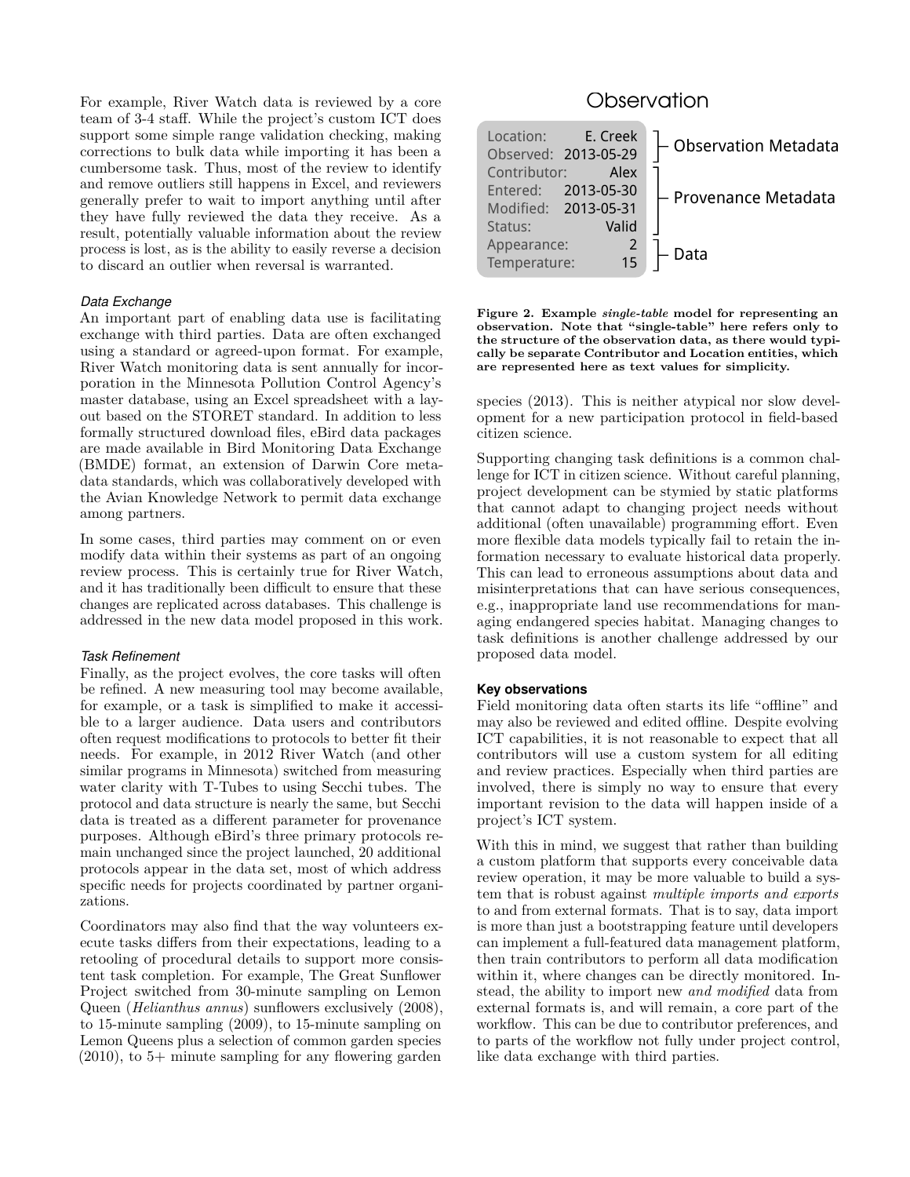For example, River Watch data is reviewed by a core team of 3-4 staff. While the project's custom ICT does support some simple range validation checking, making corrections to bulk data while importing it has been a cumbersome task. Thus, most of the review to identify and remove outliers still happens in Excel, and reviewers generally prefer to wait to import anything until after they have fully reviewed the data they receive. As a result, potentially valuable information about the review process is lost, as is the ability to easily reverse a decision to discard an outlier when reversal is warranted.

### *Data Exchange*

An important part of enabling data use is facilitating exchange with third parties. Data are often exchanged using a standard or agreed-upon format. For example, River Watch monitoring data is sent annually for incorporation in the Minnesota Pollution Control Agency's master database, using an Excel spreadsheet with a layout based on the STORET standard. In addition to less formally structured download files, eBird data packages are made available in Bird Monitoring Data Exchange (BMDE) format, an extension of Darwin Core metadata standards, which was collaboratively developed with the Avian Knowledge Network to permit data exchange among partners.

In some cases, third parties may comment on or even modify data within their systems as part of an ongoing review process. This is certainly true for River Watch, and it has traditionally been difficult to ensure that these changes are replicated across databases. This challenge is addressed in the new data model proposed in this work.

### *Task Refinement*

Finally, as the project evolves, the core tasks will often be refined. A new measuring tool may become available, for example, or a task is simplified to make it accessible to a larger audience. Data users and contributors often request modifications to protocols to better fit their needs. For example, in 2012 River Watch (and other similar programs in Minnesota) switched from measuring water clarity with T-Tubes to using Secchi tubes. The protocol and data structure is nearly the same, but Secchi data is treated as a different parameter for provenance purposes. Although eBird's three primary protocols remain unchanged since the project launched, 20 additional protocols appear in the data set, most of which address specific needs for projects coordinated by partner organizations.

Coordinators may also find that the way volunteers execute tasks differs from their expectations, leading to a retooling of procedural details to support more consistent task completion. For example, The Great Sunflower Project switched from 30-minute sampling on Lemon Queen (*Helianthus annus*) sunflowers exclusively (2008), to 15-minute sampling (2009), to 15-minute sampling on Lemon Queens plus a selection of common garden species (2010), to 5+ minute sampling for any flowering garden species (2013). This is neither atypical nor slow development for a new participation protocol in field-based citizen science.

Observation

Location: E. Creek
Observed: 2013-05-29
Contributor: Alex
Entered: 2013-05-30
Modified: 2013-05-31
Status: Valid
Appearance: 2
Temperature: 15

Observation Metadata
Provenance Metadata
Data

**Figure 2. Example *single-table* model for representing an observation. Note that "single-table" here refers only to the structure of the observation data, as there would typically be separate Contributor and Location entities, which are represented here as text values for simplicity.**

Supporting changing task definitions is a common challenge for ICT in citizen science. Without careful planning, project development can be stymied by static platforms that cannot adapt to changing project needs without additional (often unavailable) programming effort. Even more flexible data models typically fail to retain the information necessary to evaluate historical data properly. This can lead to erroneous assumptions about data and misinterpretations that can have serious consequences, e.g., inappropriate land use recommendations for managing endangered species habitat. Managing changes to task definitions is another challenge addressed by our proposed data model.

### Key observations

Field monitoring data often starts its life "offline" and may also be reviewed and edited offline. Despite evolving ICT capabilities, it is not reasonable to expect that all contributors will use a custom system for all editing and review practices. Especially when third parties are involved, there is simply no way to ensure that every important revision to the data will happen inside of a project's ICT system.

With this in mind, we suggest that rather than building a custom platform that supports every conceivable data review operation, it may be more valuable to build a system that is robust against *multiple imports and exports* to and from external formats. That is to say, data import is more than just a bootstrapping feature until developers can implement a full-featured data management platform, then train contributors to perform all data modification within it, where changes can be directly monitored. Instead, the ability to import new *and modified* data from external formats is, and will remain, a core part of the workflow. This can be due to contributor preferences, and to parts of the workflow not fully under project control, like data exchange with third parties.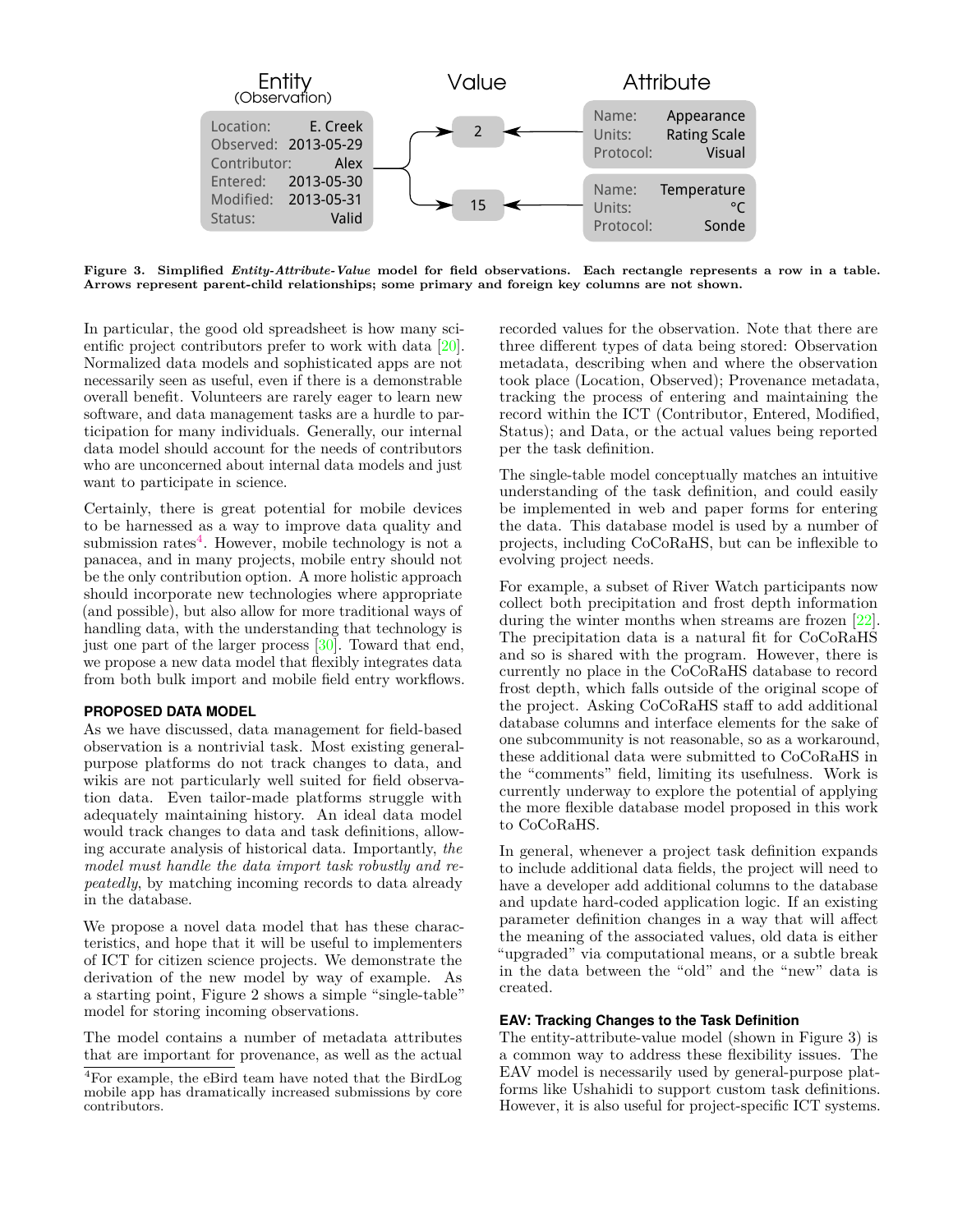Figure 3. Simplified *Entity-Attribute-Value* model for field observations. Each rectangle represents a row in a table. Arrows represent parent-child relationships; some primary and foreign key columns are not shown.

In particular, the good old spreadsheet is how many scientific project contributors prefer to work with data [20]. Normalized data models and sophisticated apps are not necessarily seen as useful, even if there is a demonstrable overall benefit. Volunteers are rarely eager to learn new software, and data management tasks are a hurdle to participation for many individuals. Generally, our internal data model should account for the needs of contributors who are unconcerned about internal data models and just want to participate in science.

Certainly, there is great potential for mobile devices to be harnessed as a way to improve data quality and submission rates[4]. However, mobile technology is not a panacea, and in many projects, mobile entry should not be the only contribution option. A more holistic approach should incorporate new technologies where appropriate (and possible), but also allow for more traditional ways of handling data, with the understanding that technology is just one part of the larger process [30]. Toward that end, we propose a new data model that flexibly integrates data from both bulk import and mobile field entry workflows.

## PROPOSED DATA MODEL

As we have discussed, data management for field-based observation is a nontrivial task. Most existing general-purpose platforms do not track changes to data, and wikis are not particularly well suited for field observation data. Even tailor-made platforms struggle with adequately maintaining history. An ideal data model would track changes to data and task definitions, allowing accurate analysis of historical data. Importantly, *the model must handle the data import task robustly and repeatedly*, by matching incoming records to data already in the database.

We propose a novel data model that has these characteristics, and hope that it will be useful to implementers of ICT for citizen science projects. We demonstrate the derivation of the new model by way of example. As a starting point, Figure 2 shows a simple "single-table" model for storing incoming observations.

The model contains a number of metadata attributes that are important for provenance, as well as the actual recorded values for the observation. Note that there are three different types of data being stored: Observation metadata, describing when and where the observation took place (Location, Observed); Provenance metadata, tracking the process of entering and maintaining the record within the ICT (Contributor, Entered, Modified, Status); and Data, or the actual values being reported per the task definition.

The single-table model conceptually matches an intuitive understanding of the task definition, and could easily be implemented in web and paper forms for entering the data. This database model is used by a number of projects, including CoCoRaHS, but can be inflexible to evolving project needs.

For example, a subset of River Watch participants now collect both precipitation and frost depth information during the winter months when streams are frozen [22]. The precipitation data is a natural fit for CoCoRaHS and so is shared with the program. However, there is currently no place in the CoCoRaHS database to record frost depth, which falls outside of the original scope of the project. Asking CoCoRaHS staff to add additional database columns and interface elements for the sake of one subcommunity is not reasonable, so as a workaround, these additional data were submitted to CoCoRaHS in the "comments" field, limiting its usefulness. Work is currently underway to explore the potential of applying the more flexible database model proposed in this work to CoCoRaHS.

In general, whenever a project task definition expands to include additional data fields, the project will need to have a developer add additional columns to the database and update hard-coded application logic. If an existing parameter definition changes in a way that will affect the meaning of the associated values, old data is either "upgraded" via computational means, or a subtle break in the data between the "old" and the "new" data is created.

### EAV: Tracking Changes to the Task Definition

The entity-attribute-value model (shown in Figure 3) is a common way to address these flexibility issues. The EAV model is necessarily used by general-purpose platforms like Ushahidi to support custom task definitions. However, it is also useful for project-specific ICT systems.

[4] For example, the eBird team have noted that the BirdLog mobile app has dramatically increased submissions by core contributors.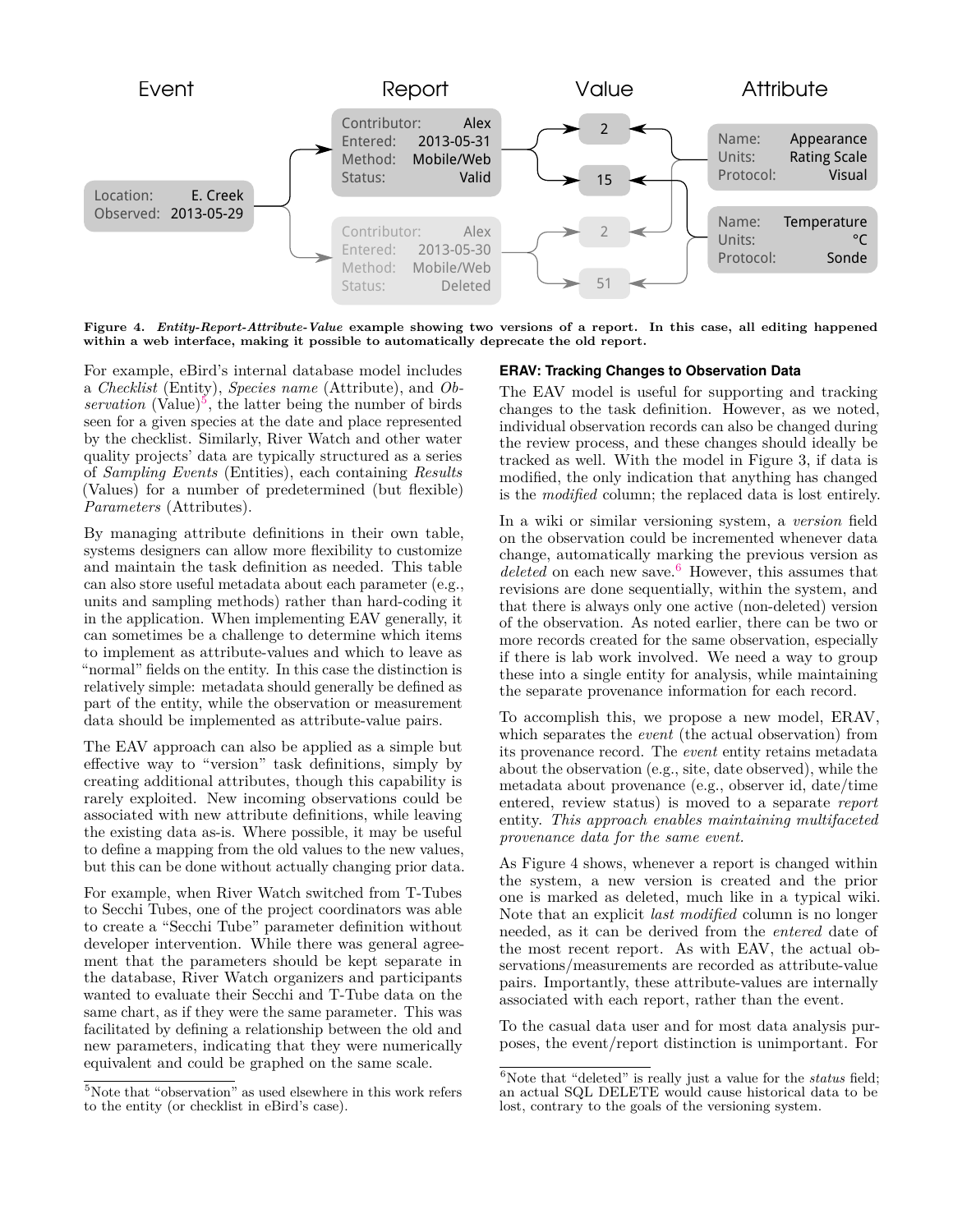Event | Report | Value | Attribute

Location: E. Creek
Observed: 2013-05-29

Contributor: Alex
Entered: 2013-05-31
Method: Mobile/Web
Status: Valid

Contributor: Alex
Entered: 2013-05-30
Method: Mobile/Web
Status: Deleted

2
15
2
51

Name: Appearance
Units: Rating Scale
Protocol: Visual

Name: Temperature
Units: °C
Protocol: Sonde

**Figure 4. *Entity-Report-Attribute-Value* example showing two versions of a report. In this case, all editing happened within a web interface, making it possible to automatically deprecate the old report.**

For example, eBird's internal database model includes a *Checklist* (Entity), *Species name* (Attribute), and *Observation* (Value)[5], the latter being the number of birds seen for a given species at the date and place represented by the checklist. Similarly, River Watch and other water quality projects' data are typically structured as a series of *Sampling Events* (Entities), each containing *Results* (Values) for a number of predetermined (but flexible) *Parameters* (Attributes).

By managing attribute definitions in their own table, systems designers can allow more flexibility to customize and maintain the task definition as needed. This table can also store useful metadata about each parameter (e.g., units and sampling methods) rather than hard-coding it in the application. When implementing EAV generally, it can sometimes be a challenge to determine which items to implement as attribute-values and which to leave as "normal" fields on the entity. In this case the distinction is relatively simple: metadata should generally be defined as part of the entity, while the observation or measurement data should be implemented as attribute-value pairs.

The EAV approach can also be applied as a simple but effective way to "version" task definitions, simply by creating additional attributes, though this capability is rarely exploited. New incoming observations could be associated with new attribute definitions, while leaving the existing data as-is. Where possible, it may be useful to define a mapping from the old values to the new values, but this can be done without actually changing prior data.

For example, when River Watch switched from T-Tubes to Secchi Tubes, one of the project coordinators was able to create a "Secchi Tube" parameter definition without developer intervention. While there was general agreement that the parameters should be kept separate in the database, River Watch organizers and participants wanted to evaluate their Secchi and T-Tube data on the same chart, as if they were the same parameter. This was facilitated by defining a relationship between the old and new parameters, indicating that they were numerically equivalent and could be graphed on the same scale.

[5]Note that "observation" as used elsewhere in this work refers to the entity (or checklist in eBird's case).

### ERAV: Tracking Changes to Observation Data

The EAV model is useful for supporting and tracking changes to the task definition. However, as we noted, individual observation records can also be changed during the review process, and these changes should ideally be tracked as well. With the model in Figure 3, if data is modified, the only indication that anything has changed is the *modified* column; the replaced data is lost entirely.

In a wiki or similar versioning system, a *version* field on the observation could be incremented whenever data change, automatically marking the previous version as *deleted* on each new save.[6] However, this assumes that revisions are done sequentially, within the system, and that there is always only one active (non-deleted) version of the observation. As noted earlier, there can be two or more records created for the same observation, especially if there is lab work involved. We need a way to group these into a single entity for analysis, while maintaining the separate provenance information for each record.

To accomplish this, we propose a new model, ERAV, which separates the *event* (the actual observation) from its provenance record. The *event* entity retains metadata about the observation (e.g., site, date observed), while the metadata about provenance (e.g., observer id, date/time entered, review status) is moved to a separate *report* entity. *This approach enables maintaining multifaceted provenance data for the same event.*

As Figure 4 shows, whenever a report is changed within the system, a new version is created and the prior one is marked as deleted, much like in a typical wiki. Note that an explicit *last modified* column is no longer needed, as it can be derived from the *entered* date of the most recent report. As with EAV, the actual observations/measurements are recorded as attribute-value pairs. Importantly, these attribute-values are internally associated with each report, rather than the event.

To the casual data user and for most data analysis purposes, the event/report distinction is unimportant. For

[6]Note that "deleted" is really just a value for the *status* field; an actual SQL DELETE would cause historical data to be lost, contrary to the goals of the versioning system.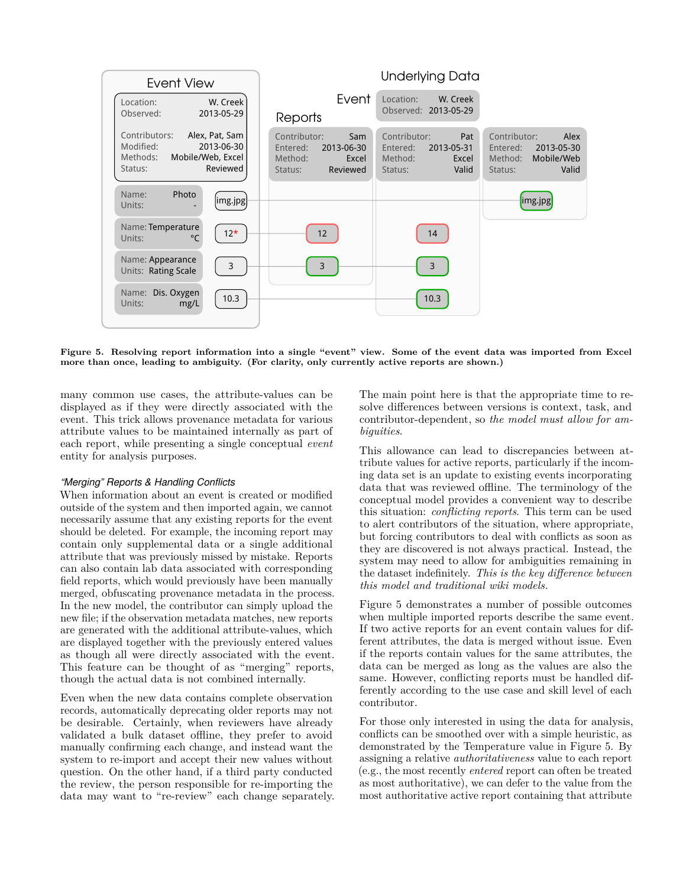**Figure 5. Resolving report information into a single "event" view. Some of the event data was imported from Excel more than once, leading to ambiguity. (For clarity, only currently active reports are shown.)**

many common use cases, the attribute-values can be displayed as if they were directly associated with the event. This trick allows provenance metadata for various attribute values to be maintained internally as part of each report, while presenting a single conceptual *event* entity for analysis purposes.

### *"Merging" Reports & Handling Conflicts*

When information about an event is created or modified outside of the system and then imported again, we cannot necessarily assume that any existing reports for the event should be deleted. For example, the incoming report may contain only supplemental data or a single additional attribute that was previously missed by mistake. Reports can also contain lab data associated with corresponding field reports, which would previously have been manually merged, obfuscating provenance metadata in the process. In the new model, the contributor can simply upload the new file; if the observation metadata matches, new reports are generated with the additional attribute-values, which are displayed together with the previously entered values as though all were directly associated with the event. This feature can be thought of as "merging" reports, though the actual data is not combined internally.

Even when the new data contains complete observation records, automatically deprecating older reports may not be desirable. Certainly, when reviewers have already validated a bulk dataset offline, they prefer to avoid manually confirming each change, and instead want the system to re-import and accept their new values without question. On the other hand, if a third party conducted the review, the person responsible for re-importing the data may want to "re-review" each change separately.

The main point here is that the appropriate time to resolve differences between versions is context, task, and contributor-dependent, so *the model must allow for ambiguities*.

This allowance can lead to discrepancies between attribute values for active reports, particularly if the incoming data set is an update to existing events incorporating data that was reviewed offline. The terminology of the conceptual model provides a convenient way to describe this situation: *conflicting reports*. This term can be used to alert contributors of the situation, where appropriate, but forcing contributors to deal with conflicts as soon as they are discovered is not always practical. Instead, the system may need to allow for ambiguities remaining in the dataset indefinitely. *This is the key difference between this model and traditional wiki models.*

Figure 5 demonstrates a number of possible outcomes when multiple imported reports describe the same event. If two active reports for an event contain values for different attributes, the data is merged without issue. Even if the reports contain values for the same attributes, the data can be merged as long as the values are also the same. However, conflicting reports must be handled differently according to the use case and skill level of each contributor.

For those only interested in using the data for analysis, conflicts can be smoothed over with a simple heuristic, as demonstrated by the Temperature value in Figure 5. By assigning a relative *authoritativeness* value to each report (e.g., the most recently *entered* report can often be treated as most authoritative), we can defer to the value from the most authoritative active report containing that attribute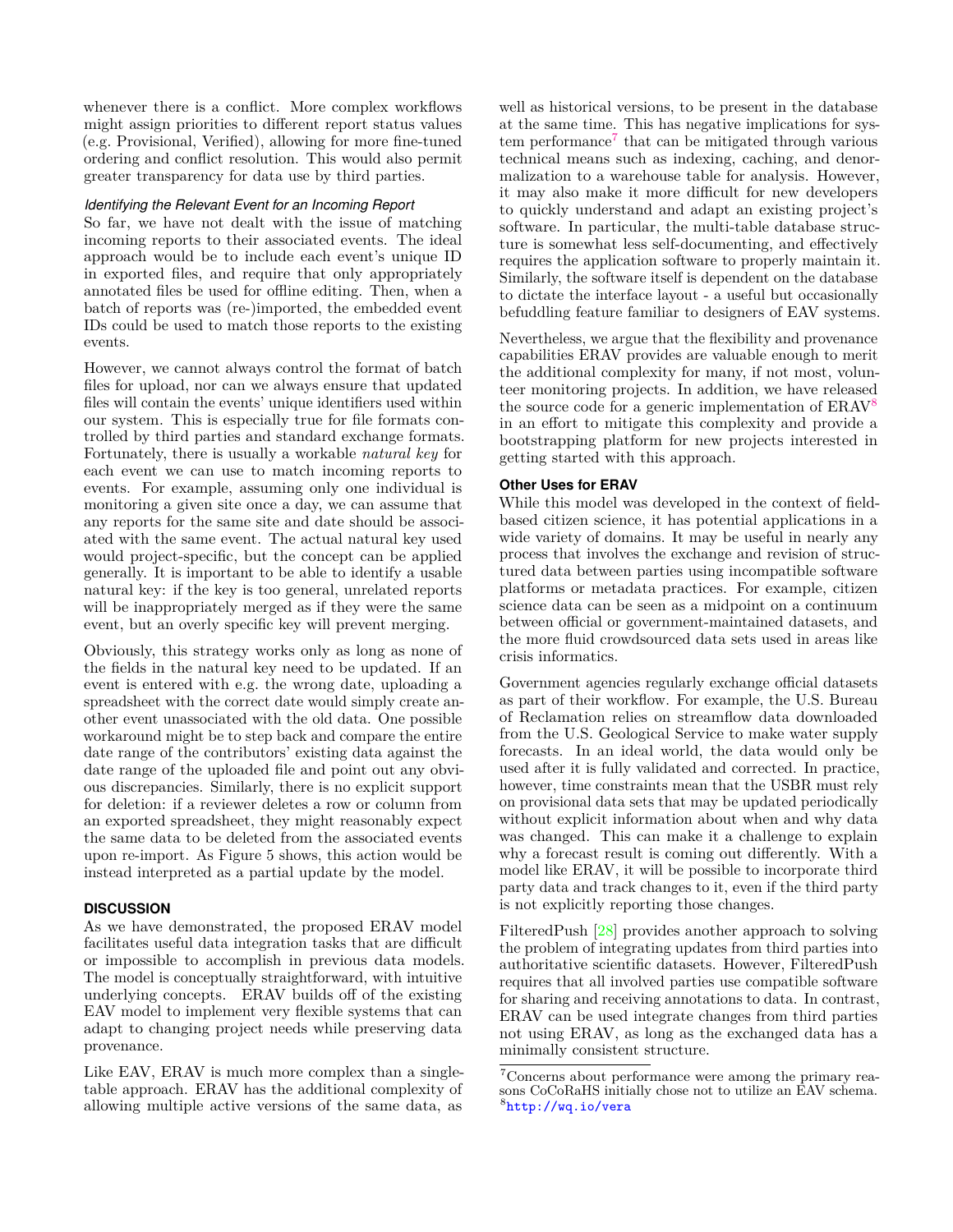whenever there is a conflict. More complex workflows might assign priorities to different report status values (e.g. Provisional, Verified), allowing for more fine-tuned ordering and conflict resolution. This would also permit greater transparency for data use by third parties.

#### *Identifying the Relevant Event for an Incoming Report*

So far, we have not dealt with the issue of matching incoming reports to their associated events. The ideal approach would be to include each event's unique ID in exported files, and require that only appropriately annotated files be used for offline editing. Then, when a batch of reports was (re-)imported, the embedded event IDs could be used to match those reports to the existing events.

However, we cannot always control the format of batch files for upload, nor can we always ensure that updated files will contain the events' unique identifiers used within our system. This is especially true for file formats controlled by third parties and standard exchange formats. Fortunately, there is usually a workable *natural key* for each event we can use to match incoming reports to events. For example, assuming only one individual is monitoring a given site once a day, we can assume that any reports for the same site and date should be associated with the same event. The actual natural key used would project-specific, but the concept can be applied generally. It is important to be able to identify a usable natural key: if the key is too general, unrelated reports will be inappropriately merged as if they were the same event, but an overly specific key will prevent merging.

Obviously, this strategy works only as long as none of the fields in the natural key need to be updated. If an event is entered with e.g. the wrong date, uploading a spreadsheet with the correct date would simply create another event unassociated with the old data. One possible workaround might be to step back and compare the entire date range of the contributors' existing data against the date range of the uploaded file and point out any obvious discrepancies. Similarly, there is no explicit support for deletion: if a reviewer deletes a row or column from an exported spreadsheet, they might reasonably expect the same data to be deleted from the associated events upon re-import. As Figure 5 shows, this action would be instead interpreted as a partial update by the model.

### DISCUSSION

As we have demonstrated, the proposed ERAV model facilitates useful data integration tasks that are difficult or impossible to accomplish in previous data models. The model is conceptually straightforward, with intuitive underlying concepts. ERAV builds off of the existing EAV model to implement very flexible systems that can adapt to changing project needs while preserving data provenance.

Like EAV, ERAV is much more complex than a single-table approach. ERAV has the additional complexity of allowing multiple active versions of the same data, as well as historical versions, to be present in the database at the same time. This has negative implications for system performance[7] that can be mitigated through various technical means such as indexing, caching, and denormalization to a warehouse table for analysis. However, it may also make it more difficult for new developers to quickly understand and adapt an existing project's software. In particular, the multi-table database structure is somewhat less self-documenting, and effectively requires the application software to properly maintain it. Similarly, the software itself is dependent on the database to dictate the interface layout - a useful but occasionally befuddling feature familiar to designers of EAV systems.

Nevertheless, we argue that the flexibility and provenance capabilities ERAV provides are valuable enough to merit the additional complexity for many, if not most, volunteer monitoring projects. In addition, we have released the source code for a generic implementation of ERAV[8] in an effort to mitigate this complexity and provide a bootstrapping platform for new projects interested in getting started with this approach.

### Other Uses for ERAV

While this model was developed in the context of field-based citizen science, it has potential applications in a wide variety of domains. It may be useful in nearly any process that involves the exchange and revision of structured data between parties using incompatible software platforms or metadata practices. For example, citizen science data can be seen as a midpoint on a continuum between official or government-maintained datasets, and the more fluid crowdsourced data sets used in areas like crisis informatics.

Government agencies regularly exchange official datasets as part of their workflow. For example, the U.S. Bureau of Reclamation relies on streamflow data downloaded from the U.S. Geological Service to make water supply forecasts. In an ideal world, the data would only be used after it is fully validated and corrected. In practice, however, time constraints mean that the USBR must rely on provisional data sets that may be updated periodically without explicit information about when and why data was changed. This can make it a challenge to explain why a forecast result is coming out differently. With a model like ERAV, it will be possible to incorporate third party data and track changes to it, even if the third party is not explicitly reporting those changes.

FilteredPush [28] provides another approach to solving the problem of integrating updates from third parties into authoritative scientific datasets. However, FilteredPush requires that all involved parties use compatible software for sharing and receiving annotations to data. In contrast, ERAV can be used integrate changes from third parties not using ERAV, as long as the exchanged data has a minimally consistent structure.

---

[7] Concerns about performance were among the primary reasons CoCoRaHS initially chose not to utilize an EAV schema.

[8] http://wq.io/vera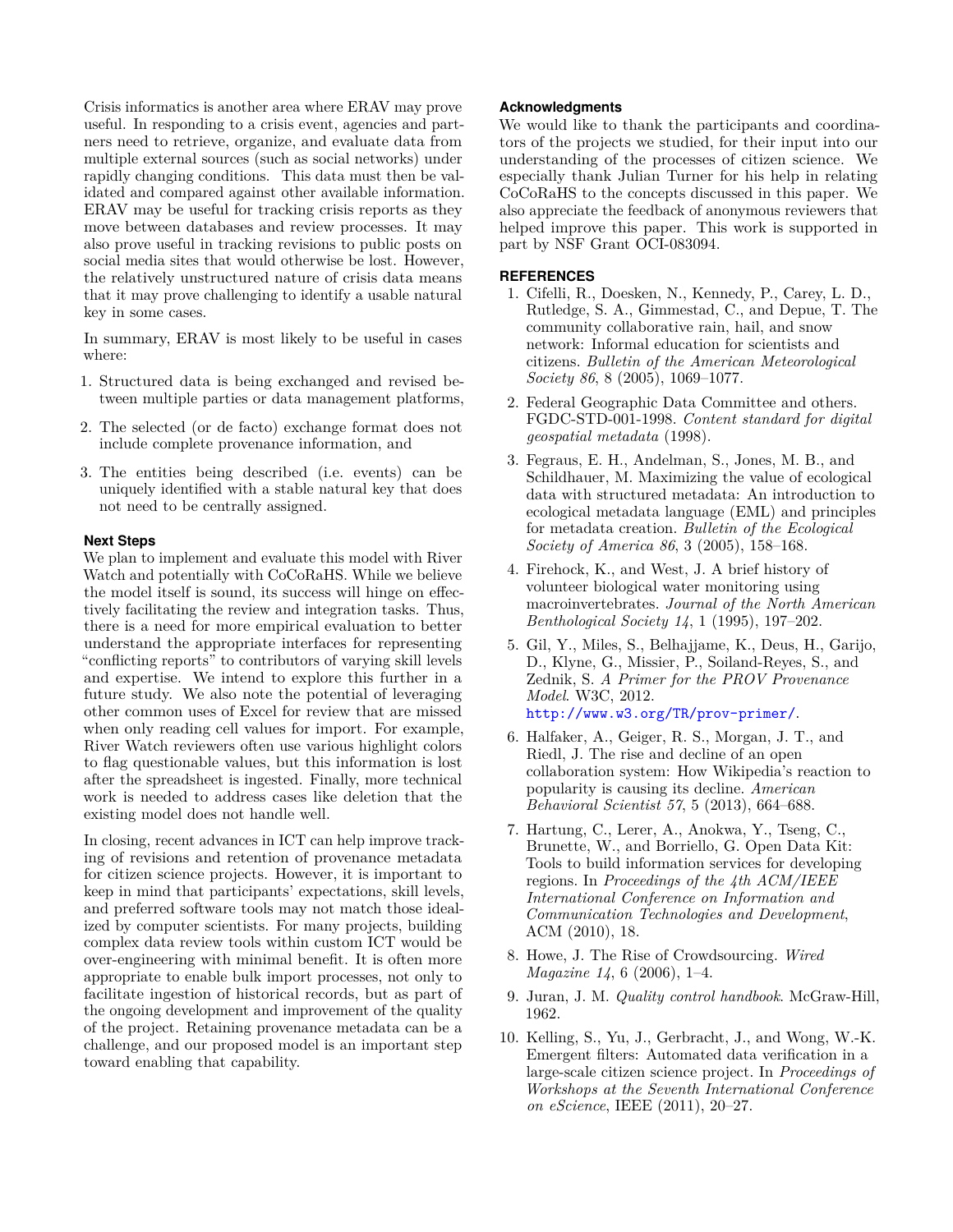Crisis informatics is another area where ERAV may prove useful. In responding to a crisis event, agencies and partners need to retrieve, organize, and evaluate data from multiple external sources (such as social networks) under rapidly changing conditions. This data must then be validated and compared against other available information. ERAV may be useful for tracking crisis reports as they move between databases and review processes. It may also prove useful in tracking revisions to public posts on social media sites that would otherwise be lost. However, the relatively unstructured nature of crisis data means that it may prove challenging to identify a usable natural key in some cases.

In summary, ERAV is most likely to be useful in cases where:

1. Structured data is being exchanged and revised between multiple parties or data management platforms,
2. The selected (or de facto) exchange format does not include complete provenance information, and
3. The entities being described (i.e. events) can be uniquely identified with a stable natural key that does not need to be centrally assigned.

### Next Steps

We plan to implement and evaluate this model with River Watch and potentially with CoCoRaHS. While we believe the model itself is sound, its success will hinge on effectively facilitating the review and integration tasks. Thus, there is a need for more empirical evaluation to better understand the appropriate interfaces for representing "conflicting reports" to contributors of varying skill levels and expertise. We intend to explore this further in a future study. We also note the potential of leveraging other common uses of Excel for review that are missed when only reading cell values for import. For example, River Watch reviewers often use various highlight colors to flag questionable values, but this information is lost after the spreadsheet is ingested. Finally, more technical work is needed to address cases like deletion that the existing model does not handle well.

In closing, recent advances in ICT can help improve tracking of revisions and retention of provenance metadata for citizen science projects. However, it is important to keep in mind that participants' expectations, skill levels, and preferred software tools may not match those idealized by computer scientists. For many projects, building complex data review tools within custom ICT would be over-engineering with minimal benefit. It is often more appropriate to enable bulk import processes, not only to facilitate ingestion of historical records, but as part of the ongoing development and improvement of the quality of the project. Retaining provenance metadata can be a challenge, and our proposed model is an important step toward enabling that capability.

### Acknowledgments

We would like to thank the participants and coordinators of the projects we studied, for their input into our understanding of the processes of citizen science. We especially thank Julian Turner for his help in relating CoCoRaHS to the concepts discussed in this paper. We also appreciate the feedback of anonymous reviewers that helped improve this paper. This work is supported in part by NSF Grant OCI-083094.

## REFERENCES

1. Cifelli, R., Doesken, N., Kennedy, P., Carey, L. D., Rutledge, S. A., Gimmestad, C., and Depue, T. The community collaborative rain, hail, and snow network: Informal education for scientists and citizens. *Bulletin of the American Meteorological Society 86*, 8 (2005), 1069–1077.
2. Federal Geographic Data Committee and others. FGDC-STD-001-1998. *Content standard for digital geospatial metadata* (1998).
3. Fegraus, E. H., Andelman, S., Jones, M. B., and Schildhauer, M. Maximizing the value of ecological data with structured metadata: An introduction to ecological metadata language (EML) and principles for metadata creation. *Bulletin of the Ecological Society of America 86*, 3 (2005), 158–168.
4. Firehock, K., and West, J. A brief history of volunteer biological water monitoring using macroinvertebrates. *Journal of the North American Benthological Society 14*, 1 (1995), 197–202.
5. Gil, Y., Miles, S., Belhajjame, K., Deus, H., Garijo, D., Klyne, G., Missier, P., Soiland-Reyes, S., and Zednik, S. *A Primer for the PROV Provenance Model*. W3C, 2012. http://www.w3.org/TR/prov-primer/.
6. Halfaker, A., Geiger, R. S., Morgan, J. T., and Riedl, J. The rise and decline of an open collaboration system: How Wikipedia's reaction to popularity is causing its decline. *American Behavioral Scientist 57*, 5 (2013), 664–688.
7. Hartung, C., Lerer, A., Anokwa, Y., Tseng, C., Brunette, W., and Borriello, G. Open Data Kit: Tools to build information services for developing regions. In *Proceedings of the 4th ACM/IEEE International Conference on Information and Communication Technologies and Development*, ACM (2010), 18.
8. Howe, J. The Rise of Crowdsourcing. *Wired Magazine 14*, 6 (2006), 1–4.
9. Juran, J. M. *Quality control handbook*. McGraw-Hill, 1962.
10. Kelling, S., Yu, J., Gerbracht, J., and Wong, W.-K. Emergent filters: Automated data verification in a large-scale citizen science project. In *Proceedings of Workshops at the Seventh International Conference on eScience*, IEEE (2011), 20–27.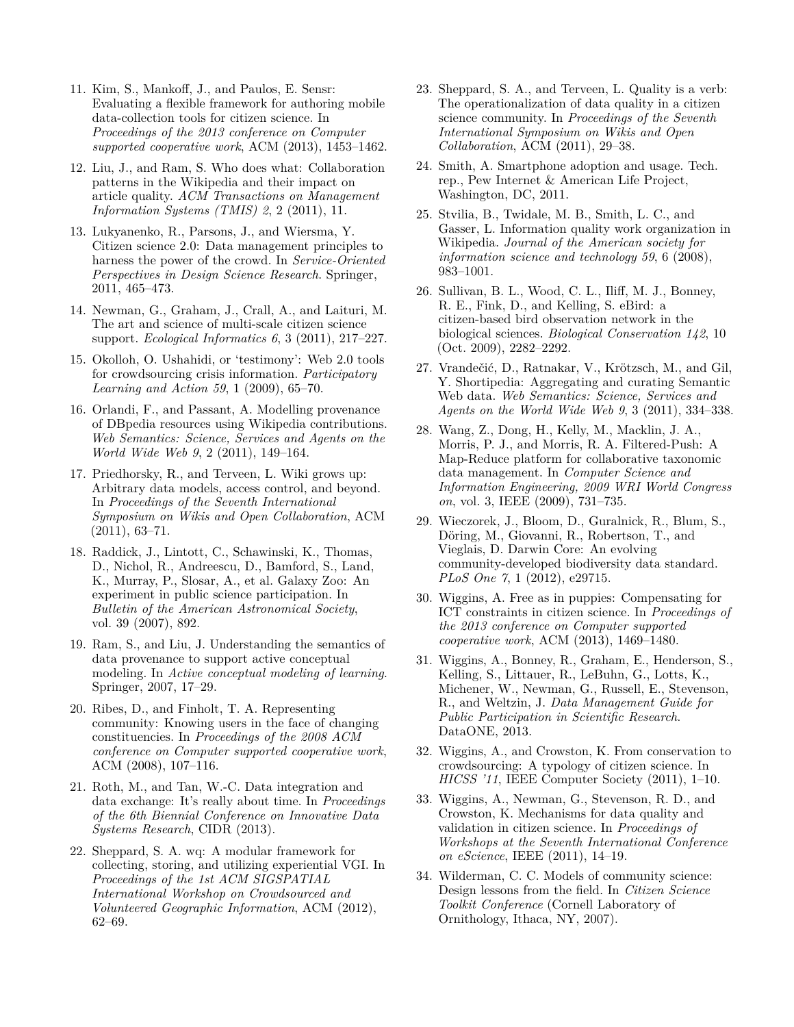11. Kim, S., Mankoff, J., and Paulos, E. Sensr: Evaluating a flexible framework for authoring mobile data-collection tools for citizen science. In *Proceedings of the 2013 conference on Computer supported cooperative work*, ACM (2013), 1453–1462.

12. Liu, J., and Ram, S. Who does what: Collaboration patterns in the Wikipedia and their impact on article quality. *ACM Transactions on Management Information Systems (TMIS) 2*, 2 (2011), 11.

13. Lukyanenko, R., Parsons, J., and Wiersma, Y. Citizen science 2.0: Data management principles to harness the power of the crowd. In *Service-Oriented Perspectives in Design Science Research*. Springer, 2011, 465–473.

14. Newman, G., Graham, J., Crall, A., and Laituri, M. The art and science of multi-scale citizen science support. *Ecological Informatics 6*, 3 (2011), 217–227.

15. Okolloh, O. Ushahidi, or 'testimony': Web 2.0 tools for crowdsourcing crisis information. *Participatory Learning and Action 59*, 1 (2009), 65–70.

16. Orlandi, F., and Passant, A. Modelling provenance of DBpedia resources using Wikipedia contributions. *Web Semantics: Science, Services and Agents on the World Wide Web 9*, 2 (2011), 149–164.

17. Priedhorsky, R., and Terveen, L. Wiki grows up: Arbitrary data models, access control, and beyond. In *Proceedings of the Seventh International Symposium on Wikis and Open Collaboration*, ACM (2011), 63–71.

18. Raddick, J., Lintott, C., Schawinski, K., Thomas, D., Nichol, R., Andreescu, D., Bamford, S., Land, K., Murray, P., Slosar, A., et al. Galaxy Zoo: An experiment in public science participation. In *Bulletin of the American Astronomical Society*, vol. 39 (2007), 892.

19. Ram, S., and Liu, J. Understanding the semantics of data provenance to support active conceptual modeling. In *Active conceptual modeling of learning*. Springer, 2007, 17–29.

20. Ribes, D., and Finholt, T. A. Representing community: Knowing users in the face of changing constituencies. In *Proceedings of the 2008 ACM conference on Computer supported cooperative work*, ACM (2008), 107–116.

21. Roth, M., and Tan, W.-C. Data integration and data exchange: It's really about time. In *Proceedings of the 6th Biennial Conference on Innovative Data Systems Research*, CIDR (2013).

22. Sheppard, S. A. wq: A modular framework for collecting, storing, and utilizing experiential VGI. In *Proceedings of the 1st ACM SIGSPATIAL International Workshop on Crowdsourced and Volunteered Geographic Information*, ACM (2012), 62–69.

23. Sheppard, S. A., and Terveen, L. Quality is a verb: The operationalization of data quality in a citizen science community. In *Proceedings of the Seventh International Symposium on Wikis and Open Collaboration*, ACM (2011), 29–38.

24. Smith, A. Smartphone adoption and usage. Tech. rep., Pew Internet & American Life Project, Washington, DC, 2011.

25. Stvilia, B., Twidale, M. B., Smith, L. C., and Gasser, L. Information quality work organization in Wikipedia. *Journal of the American society for information science and technology 59*, 6 (2008), 983–1001.

26. Sullivan, B. L., Wood, C. L., Iliff, M. J., Bonney, R. E., Fink, D., and Kelling, S. eBird: a citizen-based bird observation network in the biological sciences. *Biological Conservation 142*, 10 (Oct. 2009), 2282–2292.

27. Vrandečić, D., Ratnakar, V., Krötzsch, M., and Gil, Y. Shortipedia: Aggregating and curating Semantic Web data. *Web Semantics: Science, Services and Agents on the World Wide Web 9*, 3 (2011), 334–338.

28. Wang, Z., Dong, H., Kelly, M., Macklin, J. A., Morris, P. J., and Morris, R. A. Filtered-Push: A Map-Reduce platform for collaborative taxonomic data management. In *Computer Science and Information Engineering, 2009 WRI World Congress on*, vol. 3, IEEE (2009), 731–735.

29. Wieczorek, J., Bloom, D., Guralnick, R., Blum, S., Döring, M., Giovanni, R., Robertson, T., and Vieglais, D. Darwin Core: An evolving community-developed biodiversity data standard. *PLoS One 7*, 1 (2012), e29715.

30. Wiggins, A. Free as in puppies: Compensating for ICT constraints in citizen science. In *Proceedings of the 2013 conference on Computer supported cooperative work*, ACM (2013), 1469–1480.

31. Wiggins, A., Bonney, R., Graham, E., Henderson, S., Kelling, S., Littauer, R., LeBuhn, G., Lotts, K., Michener, W., Newman, G., Russell, E., Stevenson, R., and Weltzin, J. *Data Management Guide for Public Participation in Scientific Research*. DataONE, 2013.

32. Wiggins, A., and Crowston, K. From conservation to crowdsourcing: A typology of citizen science. In *HICSS '11*, IEEE Computer Society (2011), 1–10.

33. Wiggins, A., Newman, G., Stevenson, R. D., and Crowston, K. Mechanisms for data quality and validation in citizen science. In *Proceedings of Workshops at the Seventh International Conference on eScience*, IEEE (2011), 14–19.

34. Wilderman, C. C. Models of community science: Design lessons from the field. In *Citizen Science Toolkit Conference* (Cornell Laboratory of Ornithology, Ithaca, NY, 2007).